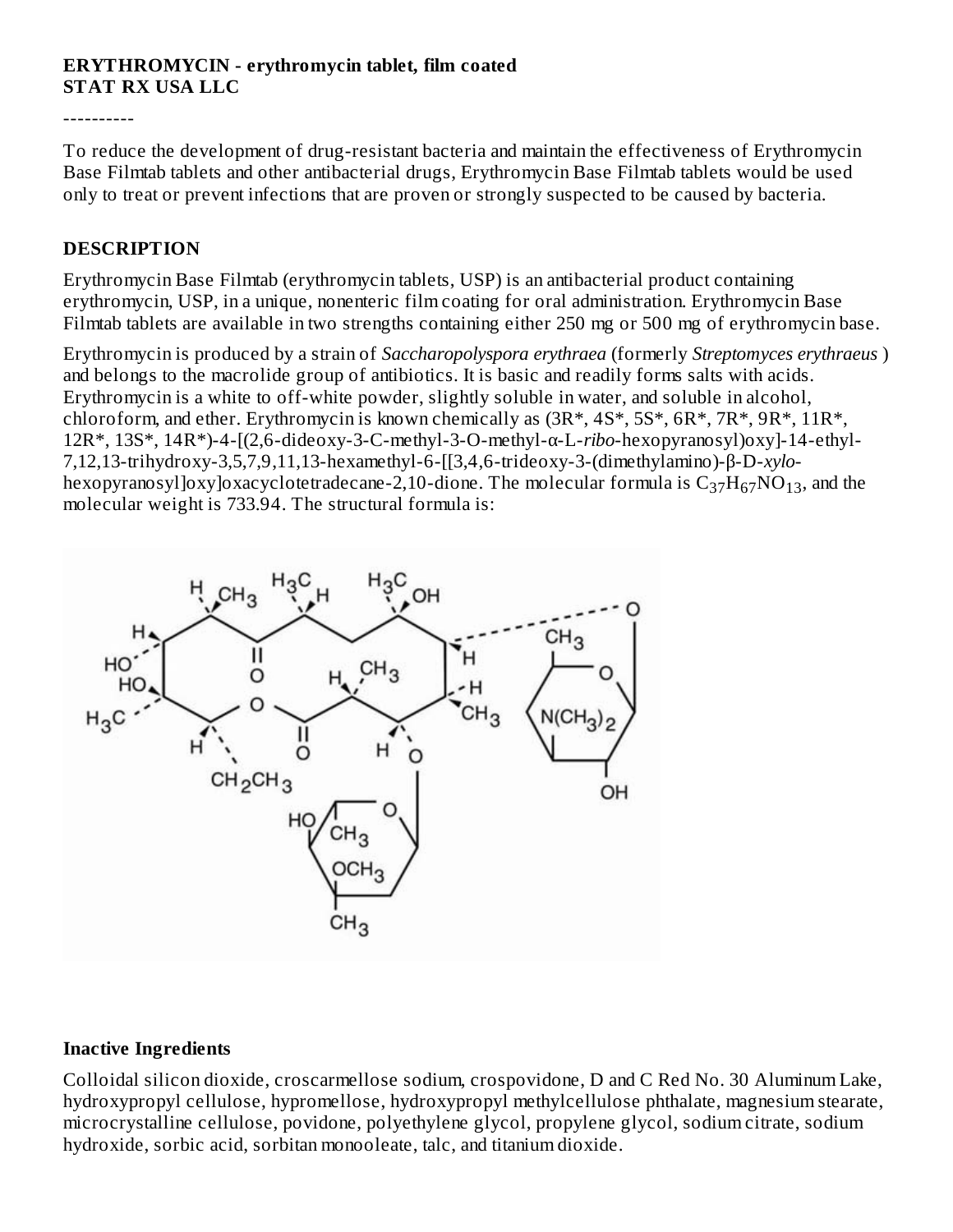**ERYTHROMYCIN - erythromycin tablet, film coated**
**STAT RX USA LLC**

----------

To reduce the development of drug-resistant bacteria and maintain the effectiveness of Erythromycin Base Filmtab tablets and other antibacterial drugs, Erythromycin Base Filmtab tablets would be used only to treat or prevent infections that are proven or strongly suspected to be caused by bacteria.

## DESCRIPTION

Erythromycin Base Filmtab (erythromycin tablets, USP) is an antibacterial product containing erythromycin, USP, in a unique, nonenteric film coating for oral administration. Erythromycin Base Filmtab tablets are available in two strengths containing either 250 mg or 500 mg of erythromycin base.

Erythromycin is produced by a strain of *Saccharopolyspora erythraea* (formerly *Streptomyces erythraeus* ) and belongs to the macrolide group of antibiotics. It is basic and readily forms salts with acids. Erythromycin is a white to off-white powder, slightly soluble in water, and soluble in alcohol, chloroform, and ether. Erythromycin is known chemically as (3R*, 4S*, 5S*, 6R*, 7R*, 9R*, 11R*, 12R*, 13S*, 14R*)-4-[(2,6-dideoxy-3-C-methyl-3-O-methyl-α-L-*ribo*-hexopyranosyl)oxy]-14-ethyl-7,12,13-trihydroxy-3,5,7,9,11,13-hexamethyl-6-[[3,4,6-trideoxy-3-(dimethylamino)-β-D-*xylo*-hexopyranosyl]oxy]oxacyclotetradecane-2,10-dione. The molecular formula is $C_{37}H_{67}NO_{13}$, and the molecular weight is 733.94. The structural formula is:

### Inactive Ingredients

Colloidal silicon dioxide, croscarmellose sodium, crospovidone, D and C Red No. 30 Aluminum Lake, hydroxypropyl cellulose, hypromellose, hydroxypropyl methylcellulose phthalate, magnesium stearate, microcrystalline cellulose, povidone, polyethylene glycol, propylene glycol, sodium citrate, sodium hydroxide, sorbic acid, sorbitan monooleate, talc, and titanium dioxide.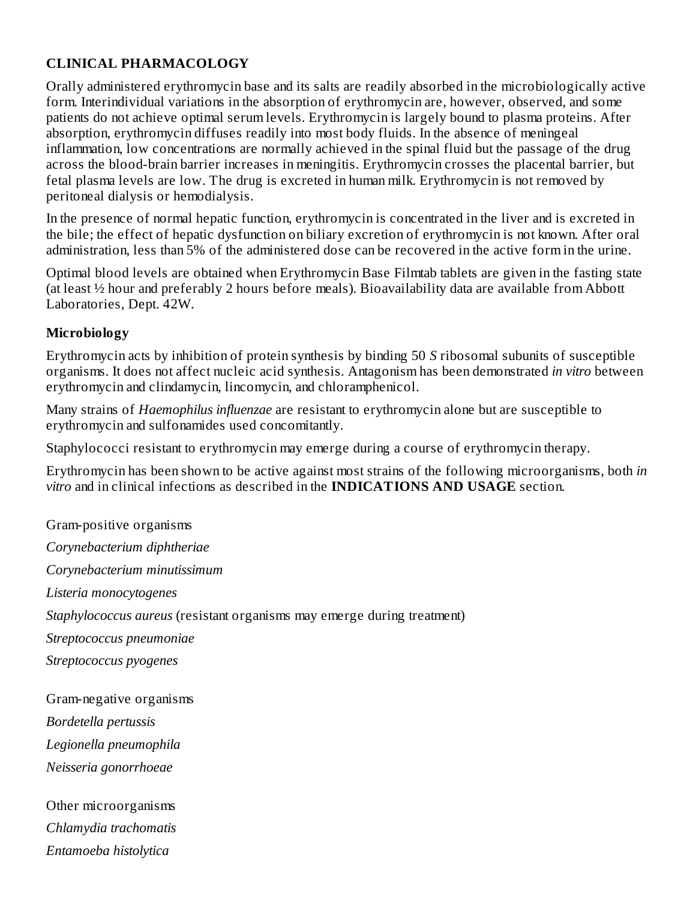## CLINICAL PHARMACOLOGY

Orally administered erythromycin base and its salts are readily absorbed in the microbiologically active form. Interindividual variations in the absorption of erythromycin are, however, observed, and some patients do not achieve optimal serum levels. Erythromycin is largely bound to plasma proteins. After absorption, erythromycin diffuses readily into most body fluids. In the absence of meningeal inflammation, low concentrations are normally achieved in the spinal fluid but the passage of the drug across the blood-brain barrier increases in meningitis. Erythromycin crosses the placental barrier, but fetal plasma levels are low. The drug is excreted in human milk. Erythromycin is not removed by peritoneal dialysis or hemodialysis.

In the presence of normal hepatic function, erythromycin is concentrated in the liver and is excreted in the bile; the effect of hepatic dysfunction on biliary excretion of erythromycin is not known. After oral administration, less than 5% of the administered dose can be recovered in the active form in the urine.

Optimal blood levels are obtained when Erythromycin Base Filmtab tablets are given in the fasting state (at least ½ hour and preferably 2 hours before meals). Bioavailability data are available from Abbott Laboratories, Dept. 42W.

### Microbiology

Erythromycin acts by inhibition of protein synthesis by binding 50 *S* ribosomal subunits of susceptible organisms. It does not affect nucleic acid synthesis. Antagonism has been demonstrated *in vitro* between erythromycin and clindamycin, lincomycin, and chloramphenicol.

Many strains of *Haemophilus influenzae* are resistant to erythromycin alone but are susceptible to erythromycin and sulfonamides used concomitantly.

Staphylococci resistant to erythromycin may emerge during a course of erythromycin therapy.

Erythromycin has been shown to be active against most strains of the following microorganisms, both *in vitro* and in clinical infections as described in the **INDICATIONS AND USAGE** section.

Gram-positive organisms

*Corynebacterium diphtheriae*

*Corynebacterium minutissimum*

*Listeria monocytogenes*

*Staphylococcus aureus* (resistant organisms may emerge during treatment)

*Streptococcus pneumoniae*

*Streptococcus pyogenes*

Gram-negative organisms

*Bordetella pertussis*

*Legionella pneumophila*

*Neisseria gonorrhoeae*

Other microorganisms

*Chlamydia trachomatis*

*Entamoeba histolytica*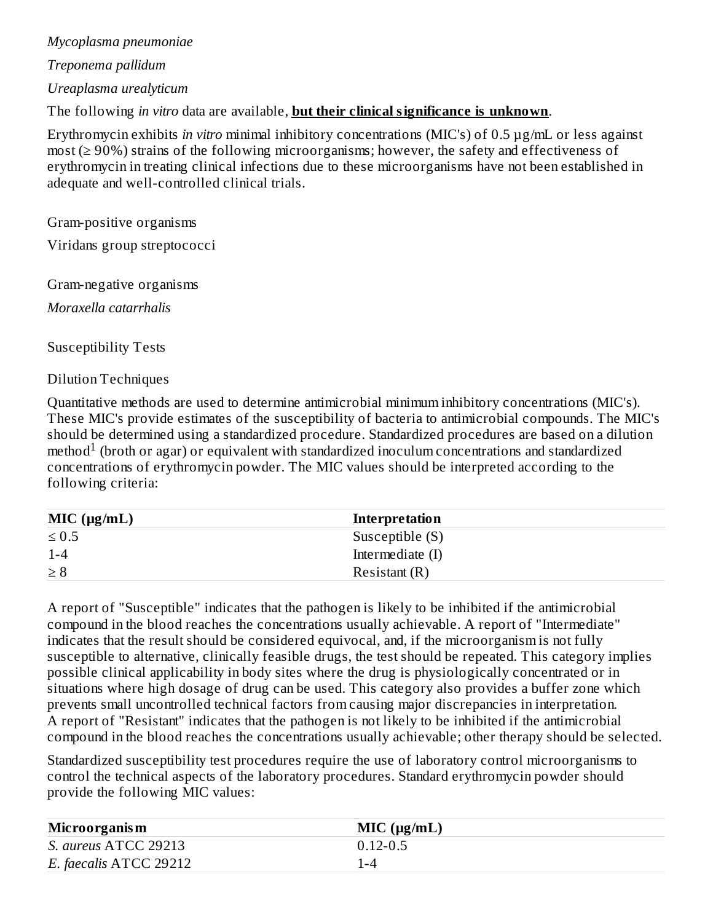*Mycoplasma pneumoniae*

*Treponema pallidum*

*Ureaplasma urealyticum*

The following *in vitro* data are available, **but their clinical significance is unknown**.

Erythromycin exhibits *in vitro* minimal inhibitory concentrations (MIC's) of 0.5 µg/mL or less against most (≥ 90%) strains of the following microorganisms; however, the safety and effectiveness of erythromycin in treating clinical infections due to these microorganisms have not been established in adequate and well-controlled clinical trials.

Gram-positive organisms

Viridans group streptococci

Gram-negative organisms

*Moraxella catarrhalis*

Susceptibility Tests

Dilution Techniques

Quantitative methods are used to determine antimicrobial minimum inhibitory concentrations (MIC's). These MIC's provide estimates of the susceptibility of bacteria to antimicrobial compounds. The MIC's should be determined using a standardized procedure. Standardized procedures are based on a dilution method[1] (broth or agar) or equivalent with standardized inoculum concentrations and standardized concentrations of erythromycin powder. The MIC values should be interpreted according to the following criteria:

| MIC (µg/mL) | Interpretation |
|---|---|
| ≤ 0.5 | Susceptible (S) |
| 1-4 | Intermediate (I) |
| ≥ 8 | Resistant (R) |

A report of "Susceptible" indicates that the pathogen is likely to be inhibited if the antimicrobial compound in the blood reaches the concentrations usually achievable. A report of "Intermediate" indicates that the result should be considered equivocal, and, if the microorganism is not fully susceptible to alternative, clinically feasible drugs, the test should be repeated. This category implies possible clinical applicability in body sites where the drug is physiologically concentrated or in situations where high dosage of drug can be used. This category also provides a buffer zone which prevents small uncontrolled technical factors from causing major discrepancies in interpretation. A report of "Resistant" indicates that the pathogen is not likely to be inhibited if the antimicrobial compound in the blood reaches the concentrations usually achievable; other therapy should be selected.

Standardized susceptibility test procedures require the use of laboratory control microorganisms to control the technical aspects of the laboratory procedures. Standard erythromycin powder should provide the following MIC values:

| Microorganism | MIC (µg/mL) |
|---|---|
| *S. aureus* ATCC 29213 | 0.12-0.5 |
| *E. faecalis* ATCC 29212 | 1-4 |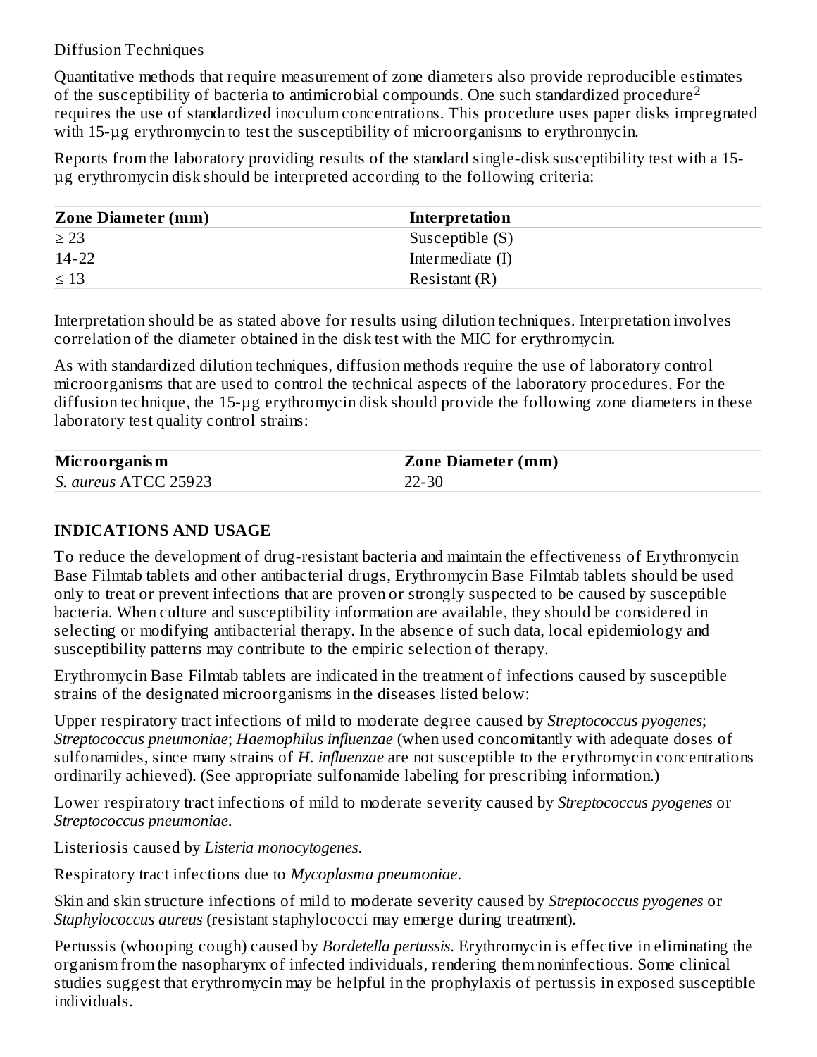Diffusion Techniques

Quantitative methods that require measurement of zone diameters also provide reproducible estimates of the susceptibility of bacteria to antimicrobial compounds. One such standardized procedure[2] requires the use of standardized inoculum concentrations. This procedure uses paper disks impregnated with 15-µg erythromycin to test the susceptibility of microorganisms to erythromycin.

Reports from the laboratory providing results of the standard single-disk susceptibility test with a 15-µg erythromycin disk should be interpreted according to the following criteria:

| **Zone Diameter (mm)** | **Interpretation** |
|---|---|
| ≥ 23 | Susceptible (S) |
| 14-22 | Intermediate (I) |
| ≤ 13 | Resistant (R) |

Interpretation should be as stated above for results using dilution techniques. Interpretation involves correlation of the diameter obtained in the disk test with the MIC for erythromycin.

As with standardized dilution techniques, diffusion methods require the use of laboratory control microorganisms that are used to control the technical aspects of the laboratory procedures. For the diffusion technique, the 15-µg erythromycin disk should provide the following zone diameters in these laboratory test quality control strains:

| **Microorganism** | **Zone Diameter (mm)** |
|---|---|
| *S. aureus* ATCC 25923 | 22-30 |

## INDICATIONS AND USAGE

To reduce the development of drug-resistant bacteria and maintain the effectiveness of Erythromycin Base Filmtab tablets and other antibacterial drugs, Erythromycin Base Filmtab tablets should be used only to treat or prevent infections that are proven or strongly suspected to be caused by susceptible bacteria. When culture and susceptibility information are available, they should be considered in selecting or modifying antibacterial therapy. In the absence of such data, local epidemiology and susceptibility patterns may contribute to the empiric selection of therapy.

Erythromycin Base Filmtab tablets are indicated in the treatment of infections caused by susceptible strains of the designated microorganisms in the diseases listed below:

Upper respiratory tract infections of mild to moderate degree caused by *Streptococcus pyogenes*; *Streptococcus pneumoniae*; *Haemophilus influenzae* (when used concomitantly with adequate doses of sulfonamides, since many strains of *H. influenzae* are not susceptible to the erythromycin concentrations ordinarily achieved). (See appropriate sulfonamide labeling for prescribing information.)

Lower respiratory tract infections of mild to moderate severity caused by *Streptococcus pyogenes* or *Streptococcus pneumoniae*.

Listeriosis caused by *Listeria monocytogenes*.

Respiratory tract infections due to *Mycoplasma pneumoniae*.

Skin and skin structure infections of mild to moderate severity caused by *Streptococcus pyogenes* or *Staphylococcus aureus* (resistant staphylococci may emerge during treatment).

Pertussis (whooping cough) caused by *Bordetella pertussis*. Erythromycin is effective in eliminating the organism from the nasopharynx of infected individuals, rendering them noninfectious. Some clinical studies suggest that erythromycin may be helpful in the prophylaxis of pertussis in exposed susceptible individuals.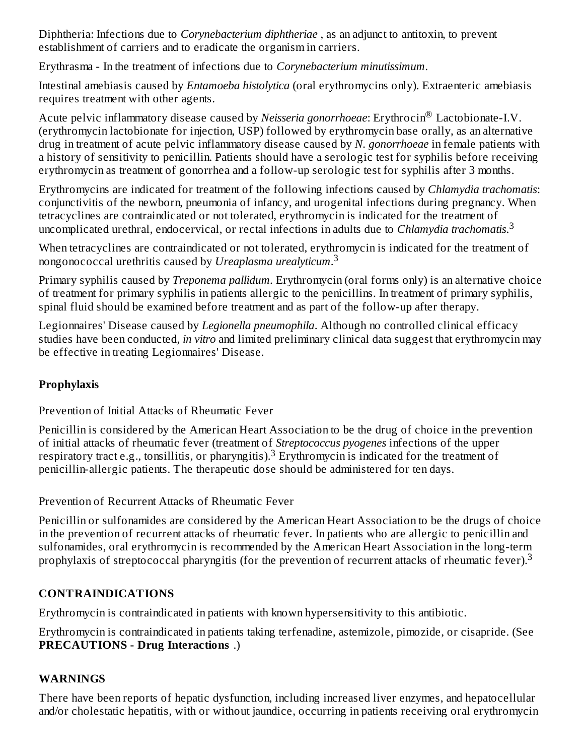Diphtheria: Infections due to *Corynebacterium diphtheriae* , as an adjunct to antitoxin, to prevent establishment of carriers and to eradicate the organism in carriers.

Erythrasma - In the treatment of infections due to *Corynebacterium minutissimum*.

Intestinal amebiasis caused by *Entamoeba histolytica* (oral erythromycins only). Extraenteric amebiasis requires treatment with other agents.

Acute pelvic inflammatory disease caused by *Neisseria gonorrhoeae*: Erythrocin® Lactobionate-I.V. (erythromycin lactobionate for injection, USP) followed by erythromycin base orally, as an alternative drug in treatment of acute pelvic inflammatory disease caused by *N. gonorrhoeae* in female patients with a history of sensitivity to penicillin. Patients should have a serologic test for syphilis before receiving erythromycin as treatment of gonorrhea and a follow-up serologic test for syphilis after 3 months.

Erythromycins are indicated for treatment of the following infections caused by *Chlamydia trachomatis*: conjunctivitis of the newborn, pneumonia of infancy, and urogenital infections during pregnancy. When tetracyclines are contraindicated or not tolerated, erythromycin is indicated for the treatment of uncomplicated urethral, endocervical, or rectal infections in adults due to *Chlamydia trachomatis*.[3]

When tetracyclines are contraindicated or not tolerated, erythromycin is indicated for the treatment of nongonococcal urethritis caused by *Ureaplasma urealyticum*.[3]

Primary syphilis caused by *Treponema pallidum*. Erythromycin (oral forms only) is an alternative choice of treatment for primary syphilis in patients allergic to the penicillins. In treatment of primary syphilis, spinal fluid should be examined before treatment and as part of the follow-up after therapy.

Legionnaires' Disease caused by *Legionella pneumophila*. Although no controlled clinical efficacy studies have been conducted, *in vitro* and limited preliminary clinical data suggest that erythromycin may be effective in treating Legionnaires' Disease.

## Prophylaxis

Prevention of Initial Attacks of Rheumatic Fever

Penicillin is considered by the American Heart Association to be the drug of choice in the prevention of initial attacks of rheumatic fever (treatment of *Streptococcus pyogenes* infections of the upper respiratory tract e.g., tonsillitis, or pharyngitis).[3] Erythromycin is indicated for the treatment of penicillin-allergic patients. The therapeutic dose should be administered for ten days.

Prevention of Recurrent Attacks of Rheumatic Fever

Penicillin or sulfonamides are considered by the American Heart Association to be the drugs of choice in the prevention of recurrent attacks of rheumatic fever. In patients who are allergic to penicillin and sulfonamides, oral erythromycin is recommended by the American Heart Association in the long-term prophylaxis of streptococcal pharyngitis (for the prevention of recurrent attacks of rheumatic fever).[3]

## CONTRAINDICATIONS

Erythromycin is contraindicated in patients with known hypersensitivity to this antibiotic.

Erythromycin is contraindicated in patients taking terfenadine, astemizole, pimozide, or cisapride. (See **PRECAUTIONS - Drug Interactions** .)

## WARNINGS

There have been reports of hepatic dysfunction, including increased liver enzymes, and hepatocellular and/or cholestatic hepatitis, with or without jaundice, occurring in patients receiving oral erythromycin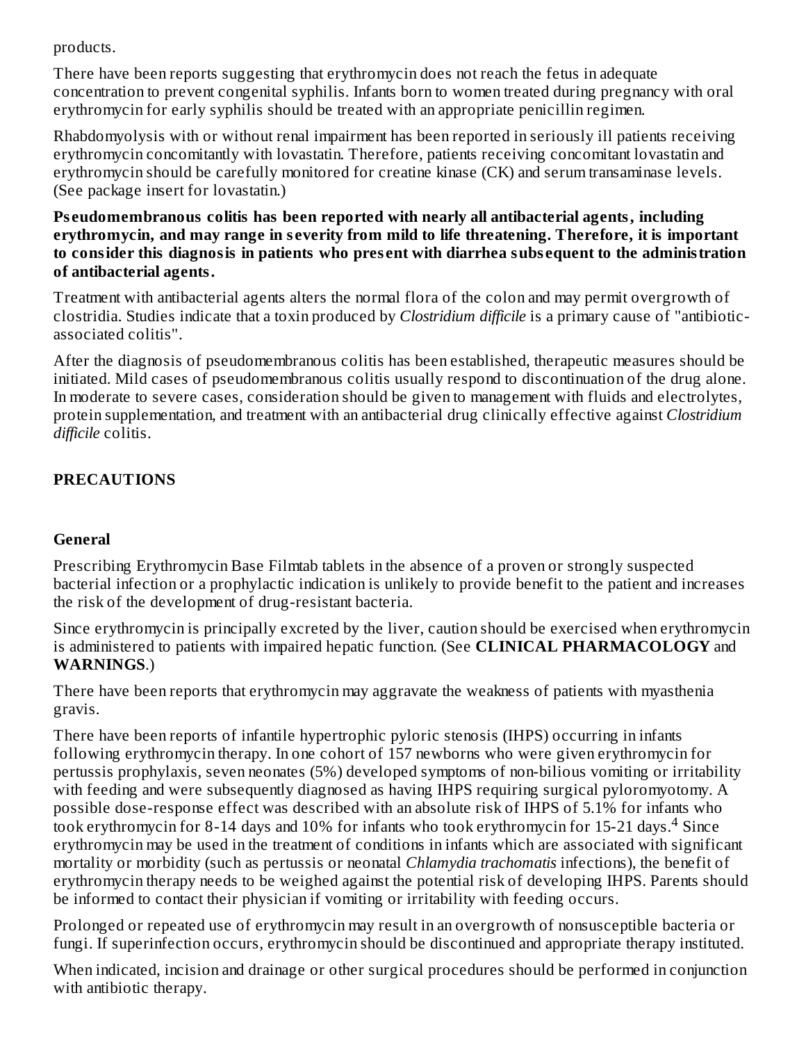products.

There have been reports suggesting that erythromycin does not reach the fetus in adequate concentration to prevent congenital syphilis. Infants born to women treated during pregnancy with oral erythromycin for early syphilis should be treated with an appropriate penicillin regimen.

Rhabdomyolysis with or without renal impairment has been reported in seriously ill patients receiving erythromycin concomitantly with lovastatin. Therefore, patients receiving concomitant lovastatin and erythromycin should be carefully monitored for creatine kinase (CK) and serum transaminase levels. (See package insert for lovastatin.)

**Pseudomembranous colitis has been reported with nearly all antibacterial agents, including erythromycin, and may range in severity from mild to life threatening. Therefore, it is important to consider this diagnosis in patients who present with diarrhea subsequent to the administration of antibacterial agents.**

Treatment with antibacterial agents alters the normal flora of the colon and may permit overgrowth of clostridia. Studies indicate that a toxin produced by *Clostridium difficile* is a primary cause of "antibiotic-associated colitis".

After the diagnosis of pseudomembranous colitis has been established, therapeutic measures should be initiated. Mild cases of pseudomembranous colitis usually respond to discontinuation of the drug alone. In moderate to severe cases, consideration should be given to management with fluids and electrolytes, protein supplementation, and treatment with an antibacterial drug clinically effective against *Clostridium difficile* colitis.

## PRECAUTIONS

### General

Prescribing Erythromycin Base Filmtab tablets in the absence of a proven or strongly suspected bacterial infection or a prophylactic indication is unlikely to provide benefit to the patient and increases the risk of the development of drug-resistant bacteria.

Since erythromycin is principally excreted by the liver, caution should be exercised when erythromycin is administered to patients with impaired hepatic function. (See **CLINICAL PHARMACOLOGY** and **WARNINGS**.)

There have been reports that erythromycin may aggravate the weakness of patients with myasthenia gravis.

There have been reports of infantile hypertrophic pyloric stenosis (IHPS) occurring in infants following erythromycin therapy. In one cohort of 157 newborns who were given erythromycin for pertussis prophylaxis, seven neonates (5%) developed symptoms of non-bilious vomiting or irritability with feeding and were subsequently diagnosed as having IHPS requiring surgical pyloromyotomy. A possible dose-response effect was described with an absolute risk of IHPS of 5.1% for infants who took erythromycin for 8-14 days and 10% for infants who took erythromycin for 15-21 days.[4] Since erythromycin may be used in the treatment of conditions in infants which are associated with significant mortality or morbidity (such as pertussis or neonatal *Chlamydia trachomatis* infections), the benefit of erythromycin therapy needs to be weighed against the potential risk of developing IHPS. Parents should be informed to contact their physician if vomiting or irritability with feeding occurs.

Prolonged or repeated use of erythromycin may result in an overgrowth of nonsusceptible bacteria or fungi. If superinfection occurs, erythromycin should be discontinued and appropriate therapy instituted.

When indicated, incision and drainage or other surgical procedures should be performed in conjunction with antibiotic therapy.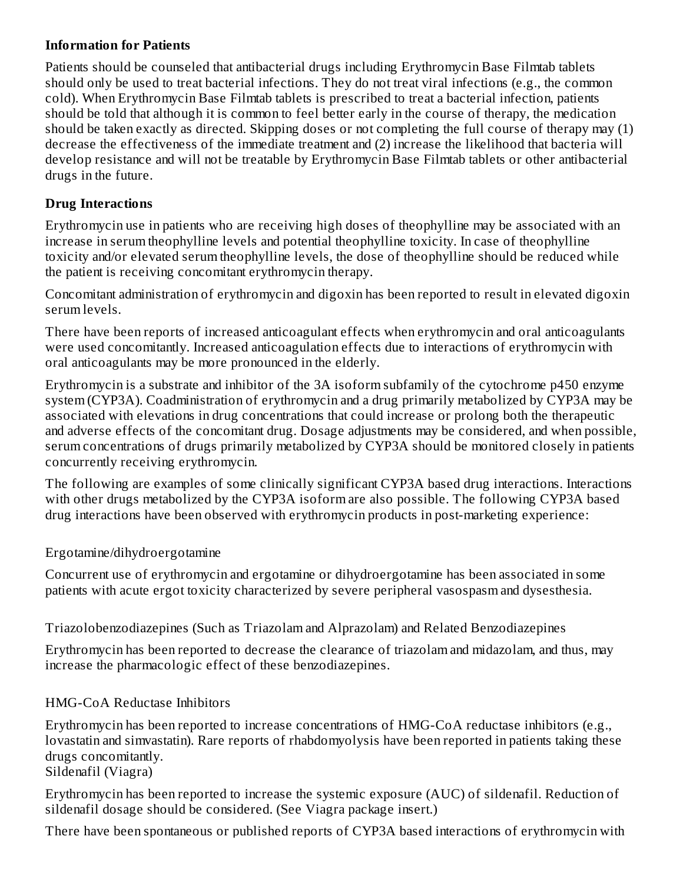### Information for Patients

Patients should be counseled that antibacterial drugs including Erythromycin Base Filmtab tablets should only be used to treat bacterial infections. They do not treat viral infections (e.g., the common cold). When Erythromycin Base Filmtab tablets is prescribed to treat a bacterial infection, patients should be told that although it is common to feel better early in the course of therapy, the medication should be taken exactly as directed. Skipping doses or not completing the full course of therapy may (1) decrease the effectiveness of the immediate treatment and (2) increase the likelihood that bacteria will develop resistance and will not be treatable by Erythromycin Base Filmtab tablets or other antibacterial drugs in the future.

### Drug Interactions

Erythromycin use in patients who are receiving high doses of theophylline may be associated with an increase in serum theophylline levels and potential theophylline toxicity. In case of theophylline toxicity and/or elevated serum theophylline levels, the dose of theophylline should be reduced while the patient is receiving concomitant erythromycin therapy.

Concomitant administration of erythromycin and digoxin has been reported to result in elevated digoxin serum levels.

There have been reports of increased anticoagulant effects when erythromycin and oral anticoagulants were used concomitantly. Increased anticoagulation effects due to interactions of erythromycin with oral anticoagulants may be more pronounced in the elderly.

Erythromycin is a substrate and inhibitor of the 3A isoform subfamily of the cytochrome p450 enzyme system (CYP3A). Coadministration of erythromycin and a drug primarily metabolized by CYP3A may be associated with elevations in drug concentrations that could increase or prolong both the therapeutic and adverse effects of the concomitant drug. Dosage adjustments may be considered, and when possible, serum concentrations of drugs primarily metabolized by CYP3A should be monitored closely in patients concurrently receiving erythromycin.

The following are examples of some clinically significant CYP3A based drug interactions. Interactions with other drugs metabolized by the CYP3A isoform are also possible. The following CYP3A based drug interactions have been observed with erythromycin products in post-marketing experience:

Ergotamine/dihydroergotamine

Concurrent use of erythromycin and ergotamine or dihydroergotamine has been associated in some patients with acute ergot toxicity characterized by severe peripheral vasospasm and dysesthesia.

Triazolobenzodiazepines (Such as Triazolam and Alprazolam) and Related Benzodiazepines

Erythromycin has been reported to decrease the clearance of triazolam and midazolam, and thus, may increase the pharmacologic effect of these benzodiazepines.

HMG-CoA Reductase Inhibitors

Erythromycin has been reported to increase concentrations of HMG-CoA reductase inhibitors (e.g., lovastatin and simvastatin). Rare reports of rhabdomyolysis have been reported in patients taking these drugs concomitantly.

Sildenafil (Viagra)

Erythromycin has been reported to increase the systemic exposure (AUC) of sildenafil. Reduction of sildenafil dosage should be considered. (See Viagra package insert.)

There have been spontaneous or published reports of CYP3A based interactions of erythromycin with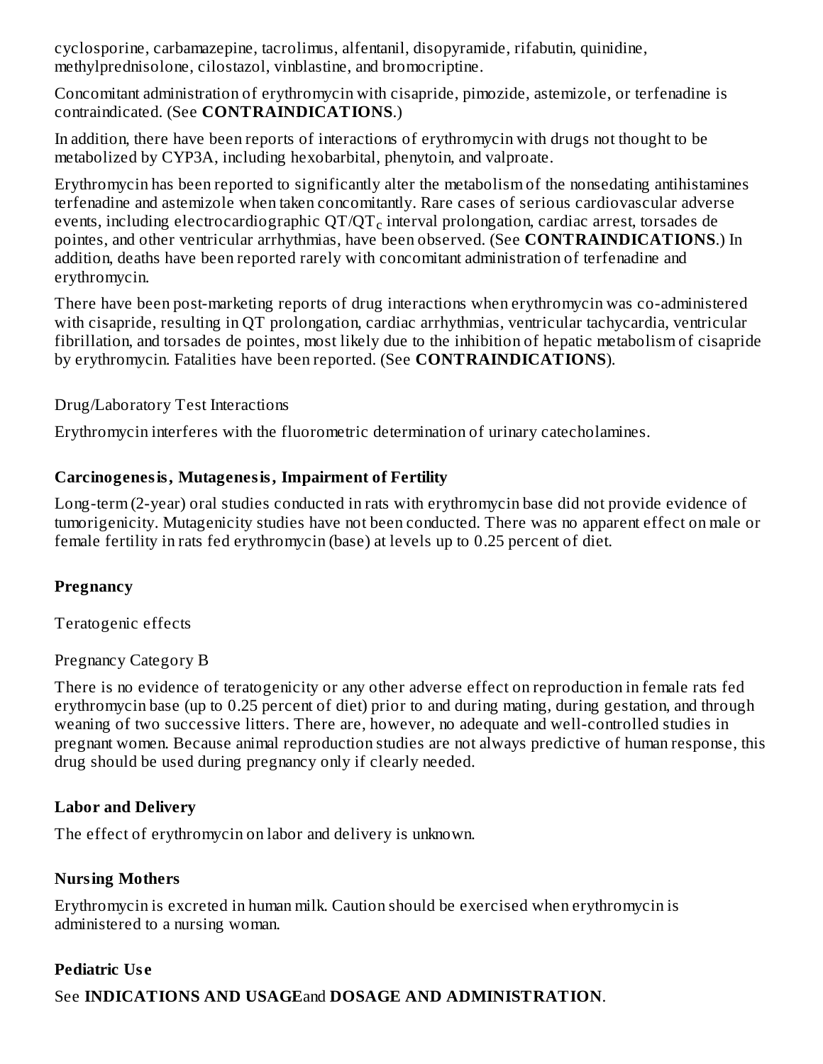cyclosporine, carbamazepine, tacrolimus, alfentanil, disopyramide, rifabutin, quinidine, methylprednisolone, cilostazol, vinblastine, and bromocriptine.

Concomitant administration of erythromycin with cisapride, pimozide, astemizole, or terfenadine is contraindicated. (See **CONTRAINDICATIONS**.)

In addition, there have been reports of interactions of erythromycin with drugs not thought to be metabolized by CYP3A, including hexobarbital, phenytoin, and valproate.

Erythromycin has been reported to significantly alter the metabolism of the nonsedating antihistamines terfenadine and astemizole when taken concomitantly. Rare cases of serious cardiovascular adverse events, including electrocardiographic $QT/QT_c$ interval prolongation, cardiac arrest, torsades de pointes, and other ventricular arrhythmias, have been observed. (See **CONTRAINDICATIONS**.) In addition, deaths have been reported rarely with concomitant administration of terfenadine and erythromycin.

There have been post-marketing reports of drug interactions when erythromycin was co-administered with cisapride, resulting in QT prolongation, cardiac arrhythmias, ventricular tachycardia, ventricular fibrillation, and torsades de pointes, most likely due to the inhibition of hepatic metabolism of cisapride by erythromycin. Fatalities have been reported. (See **CONTRAINDICATIONS**).

Drug/Laboratory Test Interactions

Erythromycin interferes with the fluorometric determination of urinary catecholamines.

**Carcinogenesis, Mutagenesis, Impairment of Fertility**

Long-term (2-year) oral studies conducted in rats with erythromycin base did not provide evidence of tumorigenicity. Mutagenicity studies have not been conducted. There was no apparent effect on male or female fertility in rats fed erythromycin (base) at levels up to 0.25 percent of diet.

**Pregnancy**

Teratogenic effects

Pregnancy Category B

There is no evidence of teratogenicity or any other adverse effect on reproduction in female rats fed erythromycin base (up to 0.25 percent of diet) prior to and during mating, during gestation, and through weaning of two successive litters. There are, however, no adequate and well-controlled studies in pregnant women. Because animal reproduction studies are not always predictive of human response, this drug should be used during pregnancy only if clearly needed.

**Labor and Delivery**

The effect of erythromycin on labor and delivery is unknown.

**Nursing Mothers**

Erythromycin is excreted in human milk. Caution should be exercised when erythromycin is administered to a nursing woman.

**Pediatric Use**

See **INDICATIONS AND USAGE** and **DOSAGE AND ADMINISTRATION**.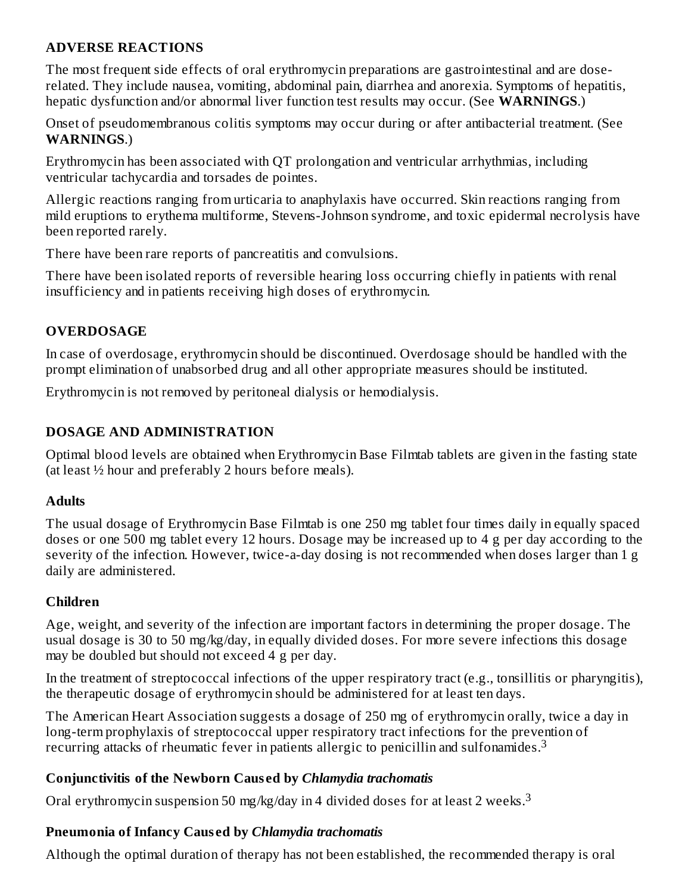## ADVERSE REACTIONS

The most frequent side effects of oral erythromycin preparations are gastrointestinal and are dose-related. They include nausea, vomiting, abdominal pain, diarrhea and anorexia. Symptoms of hepatitis, hepatic dysfunction and/or abnormal liver function test results may occur. (See **WARNINGS**.)

Onset of pseudomembranous colitis symptoms may occur during or after antibacterial treatment. (See **WARNINGS**.)

Erythromycin has been associated with QT prolongation and ventricular arrhythmias, including ventricular tachycardia and torsades de pointes.

Allergic reactions ranging from urticaria to anaphylaxis have occurred. Skin reactions ranging from mild eruptions to erythema multiforme, Stevens-Johnson syndrome, and toxic epidermal necrolysis have been reported rarely.

There have been rare reports of pancreatitis and convulsions.

There have been isolated reports of reversible hearing loss occurring chiefly in patients with renal insufficiency and in patients receiving high doses of erythromycin.

## OVERDOSAGE

In case of overdosage, erythromycin should be discontinued. Overdosage should be handled with the prompt elimination of unabsorbed drug and all other appropriate measures should be instituted.

Erythromycin is not removed by peritoneal dialysis or hemodialysis.

## DOSAGE AND ADMINISTRATION

Optimal blood levels are obtained when Erythromycin Base Filmtab tablets are given in the fasting state (at least ½ hour and preferably 2 hours before meals).

### Adults

The usual dosage of Erythromycin Base Filmtab is one 250 mg tablet four times daily in equally spaced doses or one 500 mg tablet every 12 hours. Dosage may be increased up to 4 g per day according to the severity of the infection. However, twice-a-day dosing is not recommended when doses larger than 1 g daily are administered.

### Children

Age, weight, and severity of the infection are important factors in determining the proper dosage. The usual dosage is 30 to 50 mg/kg/day, in equally divided doses. For more severe infections this dosage may be doubled but should not exceed 4 g per day.

In the treatment of streptococcal infections of the upper respiratory tract (e.g., tonsillitis or pharyngitis), the therapeutic dosage of erythromycin should be administered for at least ten days.

The American Heart Association suggests a dosage of 250 mg of erythromycin orally, twice a day in long-term prophylaxis of streptococcal upper respiratory tract infections for the prevention of recurring attacks of rheumatic fever in patients allergic to penicillin and sulfonamides.[3]

### Conjunctivitis of the Newborn Caused by *Chlamydia trachomatis*

Oral erythromycin suspension 50 mg/kg/day in 4 divided doses for at least 2 weeks.[3]

### Pneumonia of Infancy Caused by *Chlamydia trachomatis*

Although the optimal duration of therapy has not been established, the recommended therapy is oral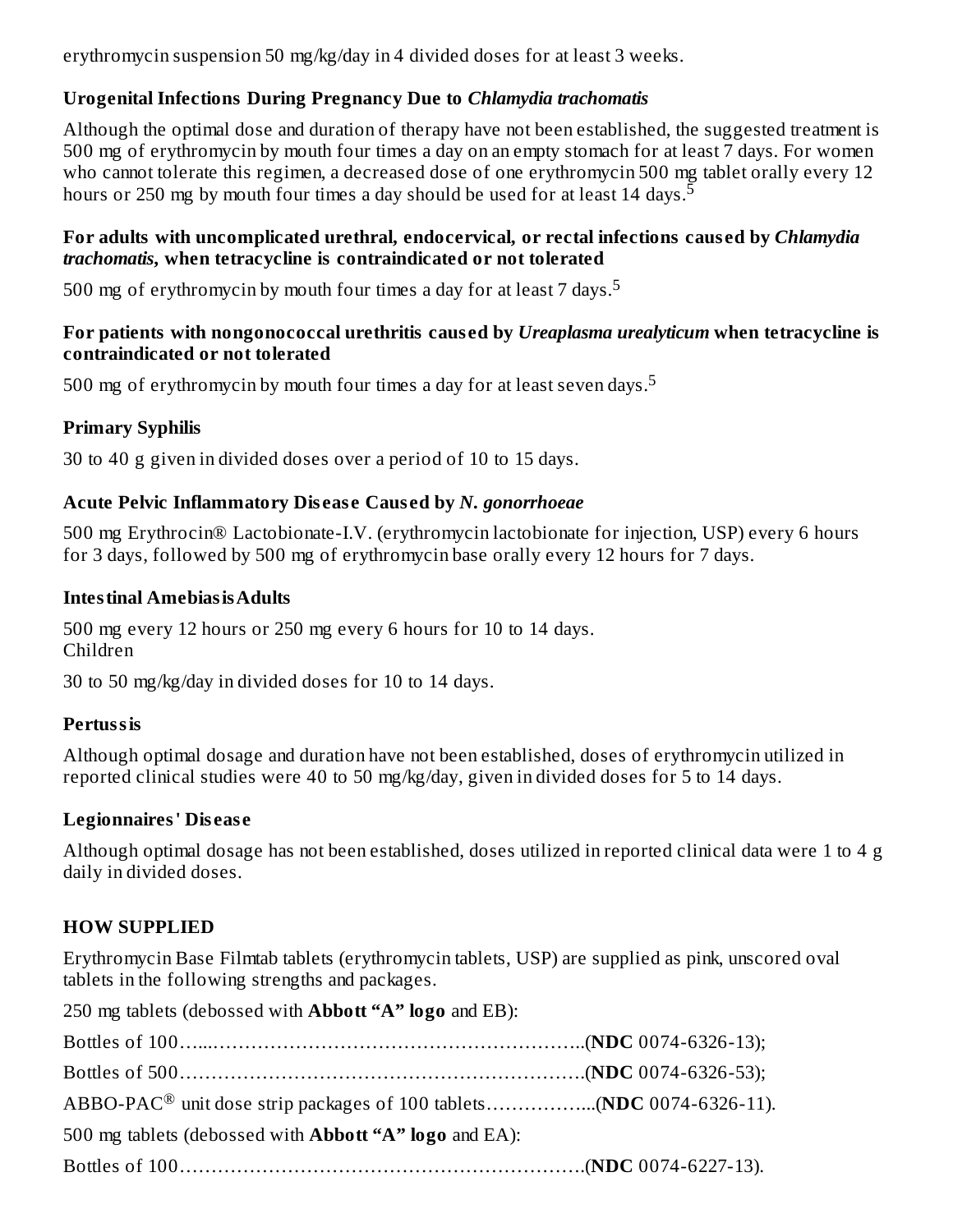erythromycin suspension 50 mg/kg/day in 4 divided doses for at least 3 weeks.

### Urogenital Infections During Pregnancy Due to *Chlamydia trachomatis*

Although the optimal dose and duration of therapy have not been established, the suggested treatment is 500 mg of erythromycin by mouth four times a day on an empty stomach for at least 7 days. For women who cannot tolerate this regimen, a decreased dose of one erythromycin 500 mg tablet orally every 12 hours or 250 mg by mouth four times a day should be used for at least 14 days.[5]

### For adults with uncomplicated urethral, endocervical, or rectal infections caused by *Chlamydia trachomatis*, when tetracycline is contraindicated or not tolerated

500 mg of erythromycin by mouth four times a day for at least 7 days.[5]

### For patients with nongonococcal urethritis caused by *Ureaplasma urealyticum* when tetracycline is contraindicated or not tolerated

500 mg of erythromycin by mouth four times a day for at least seven days.[5]

### Primary Syphilis

30 to 40 g given in divided doses over a period of 10 to 15 days.

### Acute Pelvic Inflammatory Disease Caused by *N. gonorrhoeae*

500 mg Erythrocin® Lactobionate-I.V. (erythromycin lactobionate for injection, USP) every 6 hours for 3 days, followed by 500 mg of erythromycin base orally every 12 hours for 7 days.

### Intestinal Amebiasis Adults

500 mg every 12 hours or 250 mg every 6 hours for 10 to 14 days.
Children

30 to 50 mg/kg/day in divided doses for 10 to 14 days.

### Pertussis

Although optimal dosage and duration have not been established, doses of erythromycin utilized in reported clinical studies were 40 to 50 mg/kg/day, given in divided doses for 5 to 14 days.

### Legionnaires' Disease

Although optimal dosage has not been established, doses utilized in reported clinical data were 1 to 4 g daily in divided doses.

## HOW SUPPLIED

Erythromycin Base Filmtab tablets (erythromycin tablets, USP) are supplied as pink, unscored oval tablets in the following strengths and packages.

250 mg tablets (debossed with **Abbott "A" logo** and EB):

Bottles of 100……..…………………………………………………..(**NDC** 0074-6326-13);

Bottles of 500……………………………………………………….(**NDC** 0074-6326-53);

ABBO-PAC® unit dose strip packages of 100 tablets……………...(**NDC** 0074-6326-11).

500 mg tablets (debossed with **Abbott "A" logo** and EA):

Bottles of 100……………………………………………………….(**NDC** 0074-6227-13).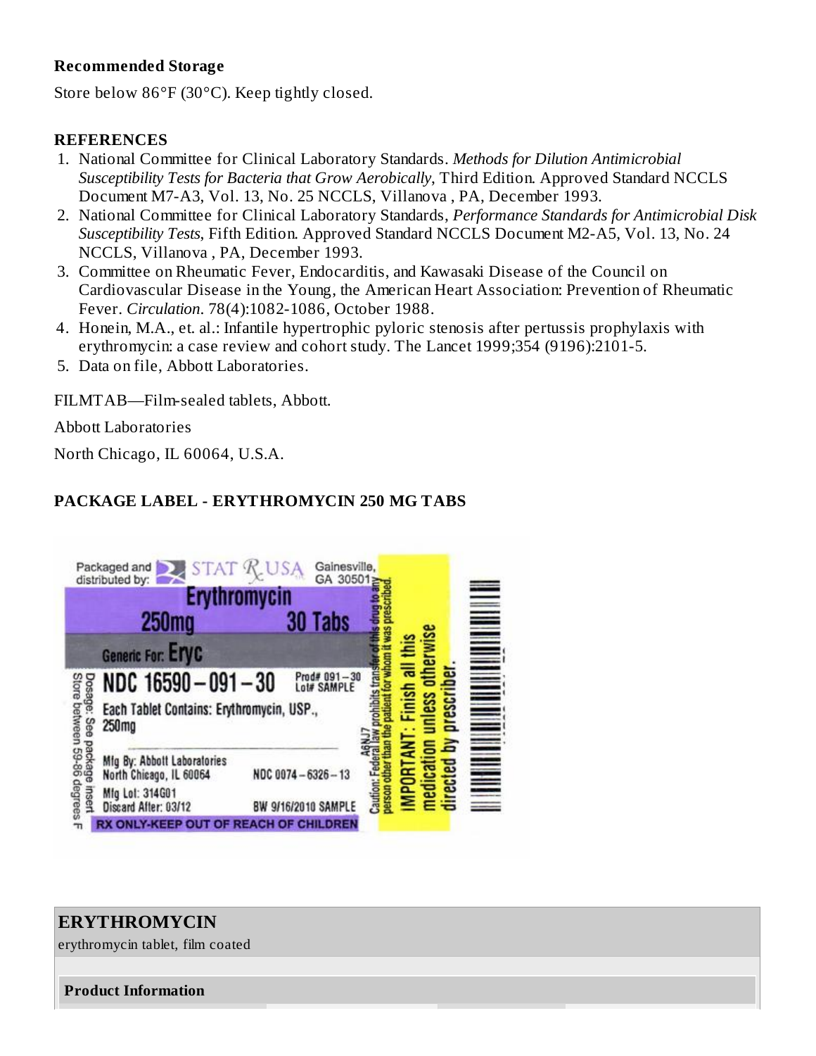### Recommended Storage

Store below 86°F (30°C). Keep tightly closed.

### REFERENCES

1. National Committee for Clinical Laboratory Standards. *Methods for Dilution Antimicrobial Susceptibility Tests for Bacteria that Grow Aerobically*, Third Edition. Approved Standard NCCLS Document M7-A3, Vol. 13, No. 25 NCCLS, Villanova , PA, December 1993.
2. National Committee for Clinical Laboratory Standards, *Performance Standards for Antimicrobial Disk Susceptibility Tests*, Fifth Edition. Approved Standard NCCLS Document M2-A5, Vol. 13, No. 24 NCCLS, Villanova , PA, December 1993.
3. Committee on Rheumatic Fever, Endocarditis, and Kawasaki Disease of the Council on Cardiovascular Disease in the Young, the American Heart Association: Prevention of Rheumatic Fever. *Circulation*. 78(4):1082-1086, October 1988.
4. Honein, M.A., et. al.: Infantile hypertrophic pyloric stenosis after pertussis prophylaxis with erythromycin: a case review and cohort study. The Lancet 1999;354 (9196):2101-5.
5. Data on file, Abbott Laboratories.

FILMTAB—Film-sealed tablets, Abbott.

Abbott Laboratories

North Chicago, IL 60064, U.S.A.

### PACKAGE LABEL - ERYTHROMYCIN 250 MG TABS

Packaged and distributed by: STAT Rx USA Gainesville, GA 30501

Erythromycin

250mg 30 Tabs

Generic For: Eryc

NDC 16590–091–30 Prod# 091–30 Lot# SAMPLE

Each Tablet Contains: Erythromycin, USP., 250mg

Mfg By: Abbott Laboratories North Chicago, IL 60064 NDC 0074–6326–13

Mfg Lot: 314G01

Discard After: 03/12 BW 9/16/2010 SAMPLE

RX ONLY-KEEP OUT OF REACH OF CHILDREN

Dosage: See package insert

Store between 59-86 degrees F

Caution: Federal law prohibits transfer of this drug to any person other than the patient for whom it was prescribed.

IMPORTANT: Finish all this medication unless otherwise directed by prescriber.

## ERYTHROMYCIN

erythromycin tablet, film coated

### Product Information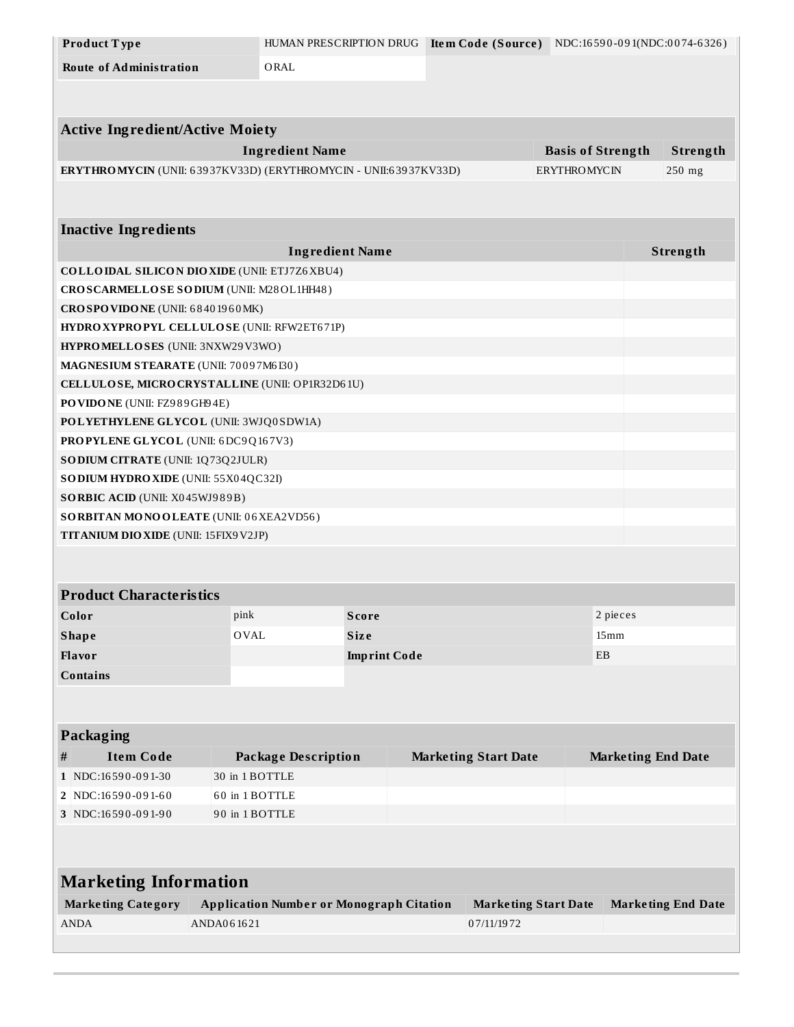| | | | |
|---|---|---|---|
| **Product Type** | HUMAN PRESCRIPTION DRUG | **Item Code (Source)** | NDC:16590-091(NDC:0074-6326) |
| **Route of Administration** | ORAL | | |

| Active Ingredient/Active Moiety | | |
|---|---|---|
| **Ingredient Name** | **Basis of Strength** | **Strength** |
| **ERYTHROMYCIN** (UNII: 63937KV33D) (ERYTHROMYCIN - UNII:63937KV33D) | ERYTHROMYCIN | 250 mg |

| Inactive Ingredients | |
|---|---|
| **Ingredient Name** | **Strength** |
| **COLLOIDAL SILICON DIOXIDE** (UNII: ETJ7Z6XBU4) | |
| **CROSCARMELLOSE SODIUM** (UNII: M28OL1HH48) | |
| **CROSPOVIDONE** (UNII: 68401960MK) | |
| **HYDROXYPROPYL CELLULOSE** (UNII: RFW2ET671P) | |
| **HYPROMELLOSES** (UNII: 3NXW29V3WO) | |
| **MAGNESIUM STEARATE** (UNII: 70097M6I30) | |
| **CELLULOSE, MICROCRYSTALLINE** (UNII: OP1R32D61U) | |
| **POVIDONE** (UNII: FZ989GH94E) | |
| **POLYETHYLENE GLYCOL** (UNII: 3WJQ0SDW1A) | |
| **PROPYLENE GLYCOL** (UNII: 6DC9Q167V3) | |
| **SODIUM CITRATE** (UNII: 1Q73Q2JULR) | |
| **SODIUM HYDROXIDE** (UNII: 55X04QC32I) | |
| **SORBIC ACID** (UNII: X045WJ989B) | |
| **SORBITAN MONOOLEATE** (UNII: 06XEA2VD56) | |
| **TITANIUM DIOXIDE** (UNII: 15FIX9V2JP) | |

| Product Characteristics | | | |
|---|---|---|---|
| **Color** | pink | **Score** | 2 pieces |
| **Shape** | OVAL | **Size** | 15mm |
| **Flavor** | | **Imprint Code** | EB |
| **Contains** | | | |

| Packaging | | | | |
|---|---|---|---|---|
| **#** | **Item Code** | **Package Description** | **Marketing Start Date** | **Marketing End Date** |
| 1 | NDC:16590-091-30 | 30 in 1 BOTTLE | | |
| 2 | NDC:16590-091-60 | 60 in 1 BOTTLE | | |
| 3 | NDC:16590-091-90 | 90 in 1 BOTTLE | | |

| Marketing Information | | | |
|---|---|---|---|
| **Marketing Category** | **Application Number or Monograph Citation** | **Marketing Start Date** | **Marketing End Date** |
| ANDA | ANDA061621 | 07/11/1972 | |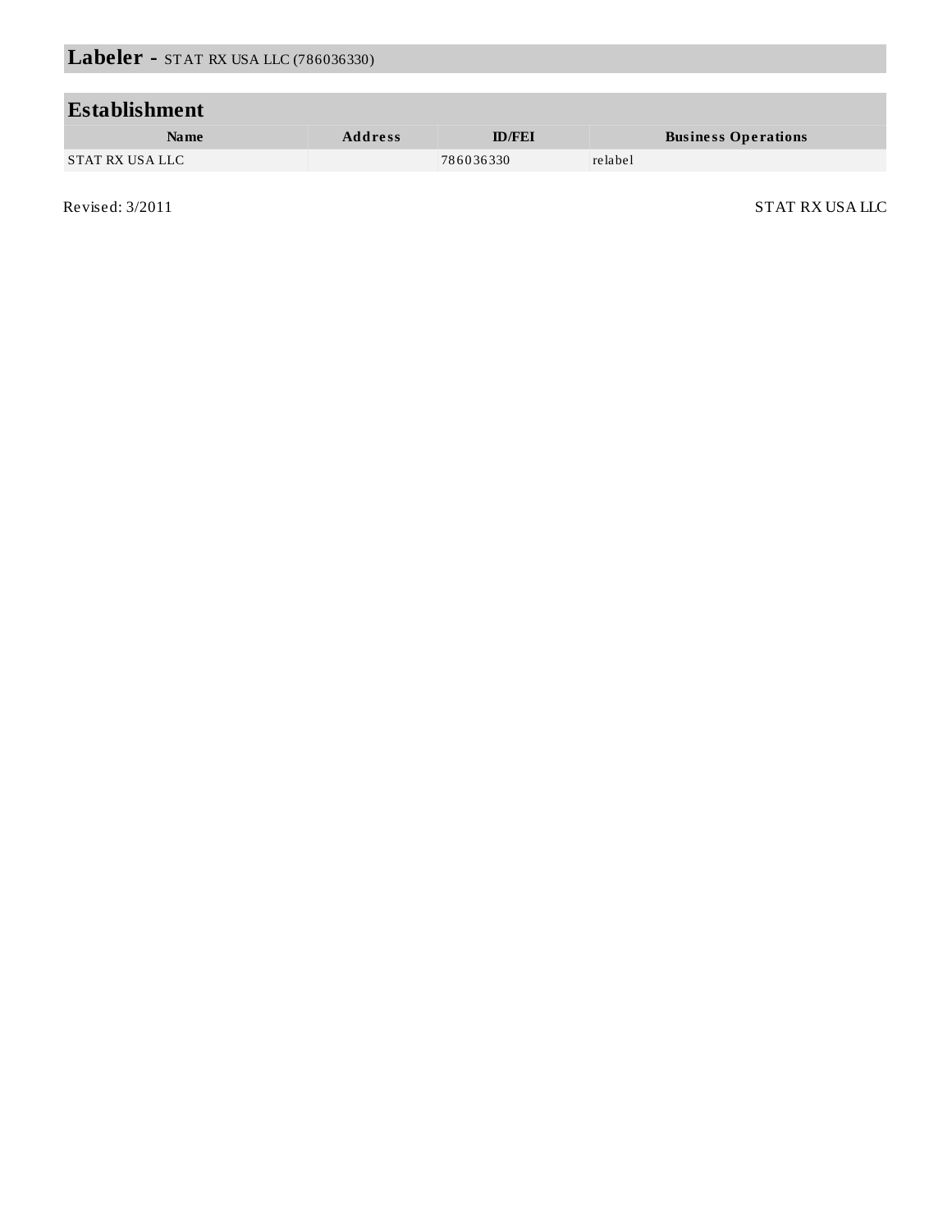## Labeler - STAT RX USA LLC (786036330)

## Establishment

| Name | Address | ID/FEI | Business Operations |
|---|---|---|---|
| STAT RX USA LLC | | 786036330 | relabel |

Revised: 3/2011

STAT RX USA LLC